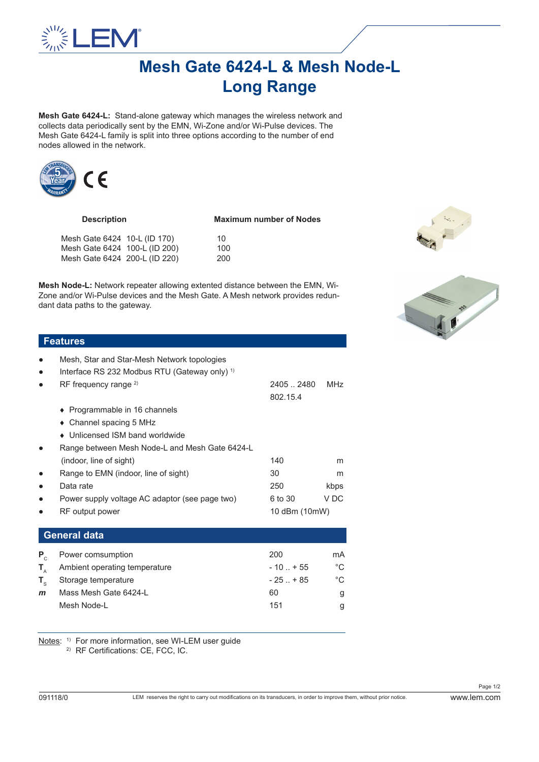# Mesh Gate 6424-L & Mesh Node-L Long Range

**Mesh Gate 6424-L:** Stand-alone gateway which manages the wireless network and collects data periodically sent by the EMN, Wi-Zone and/or Wi-Pulse devices. The Mesh Gate 6424-L family is split into three options according to the number of end nodes allowed in the network.

| Description | Maximum number of Nodes |
|---|---|
| Mesh Gate 6424 10-L (ID 170) | 10 |
| Mesh Gate 6424 100-L (ID 200) | 100 |
| Mesh Gate 6424 200-L (ID 220) | 200 |

**Mesh Node-L:** Network repeater allowing extented distance between the EMN, Wi-Zone and/or Wi-Pulse devices and the Mesh Gate. A Mesh network provides redundant data paths to the gateway.

## Features

- Mesh, Star and Star-Mesh Network topologies
- Interface RS 232 Modbus RTU (Gateway only) [1]
- RF frequency range [2] — 2405 .. 2480 MHz, 802.15.4
  - Programmable in 16 channels
  - Channel spacing 5 MHz
  - Unlicensed ISM band worldwide
- Range between Mesh Node-L and Mesh Gate 6424-L (indoor, line of sight) — 140 m
- Range to EMN (indoor, line of sight) — 30 m
- Data rate — 250 kbps
- Power supply voltage AC adaptor (see page two) — 6 to 30 V DC
- RF output power — 10 dBm (10mW)

## General data

| | | | |
|---|---|---|---|
| $P_C$ | Power cosumption | 200 | mA |
| $T_A$ | Ambient operating temperature | - 10 .. + 55 | °C |
| $T_S$ | Storage temperature | - 25 .. + 85 | °C |
| $m$ | Mass Mesh Gate 6424-L | 60 | g |
| | Mesh Node-L | 151 | g |

Notes: [1] For more information, see WI-LEM user guide
[2] RF Certifications: CE, FCC, IC.

091118/0 LEM reserves the right to carry out modifications on its transducers, in order to improve them, without prior notice. www.lem.com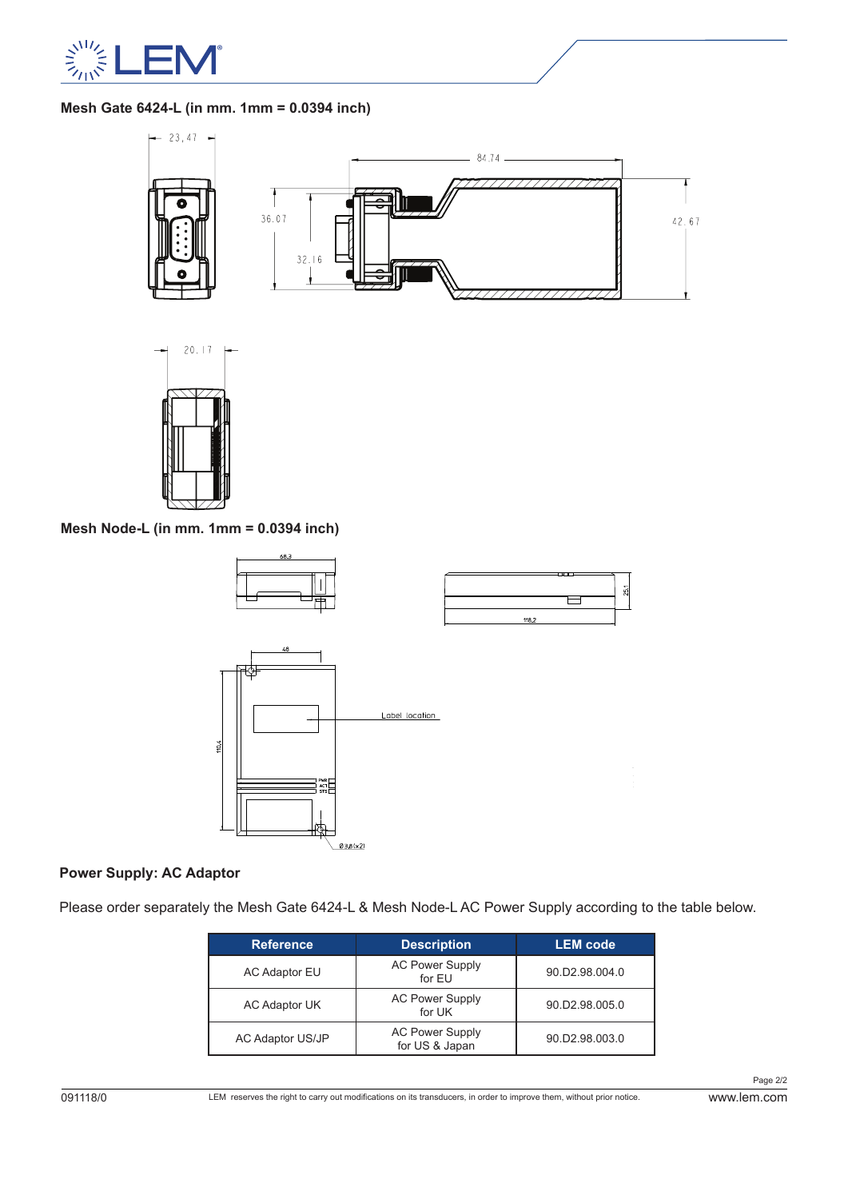## Mesh Gate 6424-L (in mm. 1mm = 0.0394 inch)

23,47

84.74

36.07

32.16

42.67

20.17

## Mesh Node-L (in mm. 1mm = 0.0394 inch)

68,3

25,1

118,2

48

110,4

Label location

PWR
ACT
DTS

Ø3,8 (x2)

## Power Supply: AC Adaptor

Please order separately the Mesh Gate 6424-L & Mesh Node-L AC Power Supply according to the table below.

| Reference | Description | LEM code |
|---|---|---|
| AC Adaptor EU | AC Power Supply for EU | 90.D2.98.004.0 |
| AC Adaptor UK | AC Power Supply for UK | 90.D2.98.005.0 |
| AC Adaptor US/JP | AC Power Supply for US & Japan | 90.D2.98.003.0 |

091118/0

LEM reserves the right to carry out modifications on its transducers, in order to improve them, without prior notice.

www.lem.com